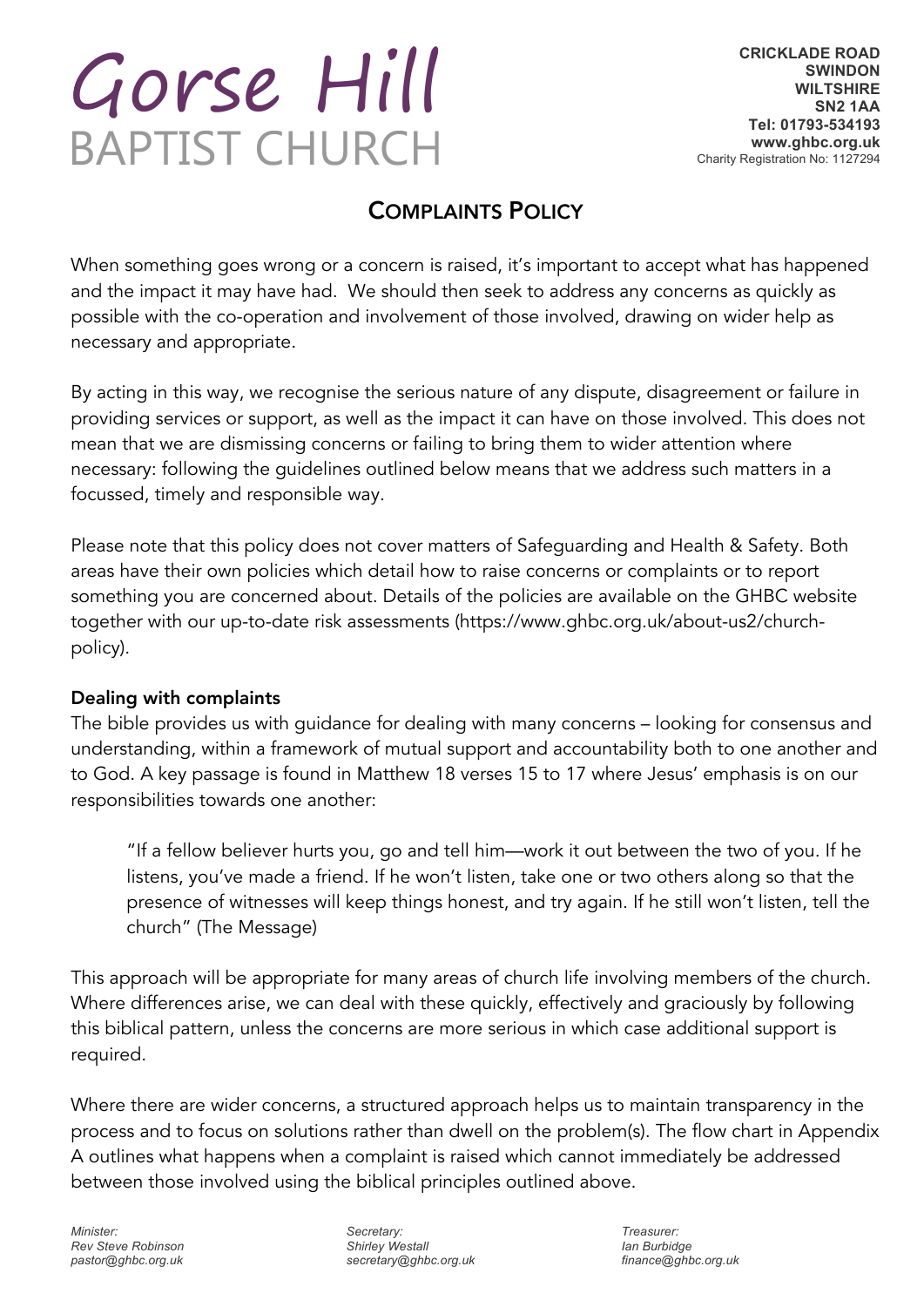# Gorse Hill
# BAPTIST CHURCH

**CRICKLADE ROAD**
**SWINDON**
**WILTSHIRE**
**SN2 1AA**
**Tel: 01793-534193**
**www.ghbc.org.uk**
Charity Registration No: 1127294

## COMPLAINTS POLICY

When something goes wrong or a concern is raised, it's important to accept what has happened and the impact it may have had. We should then seek to address any concerns as quickly as possible with the co-operation and involvement of those involved, drawing on wider help as necessary and appropriate.

By acting in this way, we recognise the serious nature of any dispute, disagreement or failure in providing services or support, as well as the impact it can have on those involved. This does not mean that we are dismissing concerns or failing to bring them to wider attention where necessary: following the guidelines outlined below means that we address such matters in a focussed, timely and responsible way.

Please note that this policy does not cover matters of Safeguarding and Health & Safety. Both areas have their own policies which detail how to raise concerns or complaints or to report something you are concerned about. Details of the policies are available on the GHBC website together with our up-to-date risk assessments (https://www.ghbc.org.uk/about-us2/church-policy).

**Dealing with complaints**

The bible provides us with guidance for dealing with many concerns – looking for consensus and understanding, within a framework of mutual support and accountability both to one another and to God. A key passage is found in Matthew 18 verses 15 to 17 where Jesus' emphasis is on our responsibilities towards one another:

> "If a fellow believer hurts you, go and tell him—work it out between the two of you. If he listens, you've made a friend. If he won't listen, take one or two others along so that the presence of witnesses will keep things honest, and try again. If he still won't listen, tell the church" (The Message)

This approach will be appropriate for many areas of church life involving members of the church. Where differences arise, we can deal with these quickly, effectively and graciously by following this biblical pattern, unless the concerns are more serious in which case additional support is required.

Where there are wider concerns, a structured approach helps us to maintain transparency in the process and to focus on solutions rather than dwell on the problem(s). The flow chart in Appendix A outlines what happens when a complaint is raised which cannot immediately be addressed between those involved using the biblical principles outlined above.

*Minister:*
*Rev Steve Robinson*
*pastor@ghbc.org.uk*

*Secretary:*
*Shirley Westall*
*secretary@ghbc.org.uk*

*Treasurer:*
*Ian Burbidge*
*finance@ghbc.org.uk*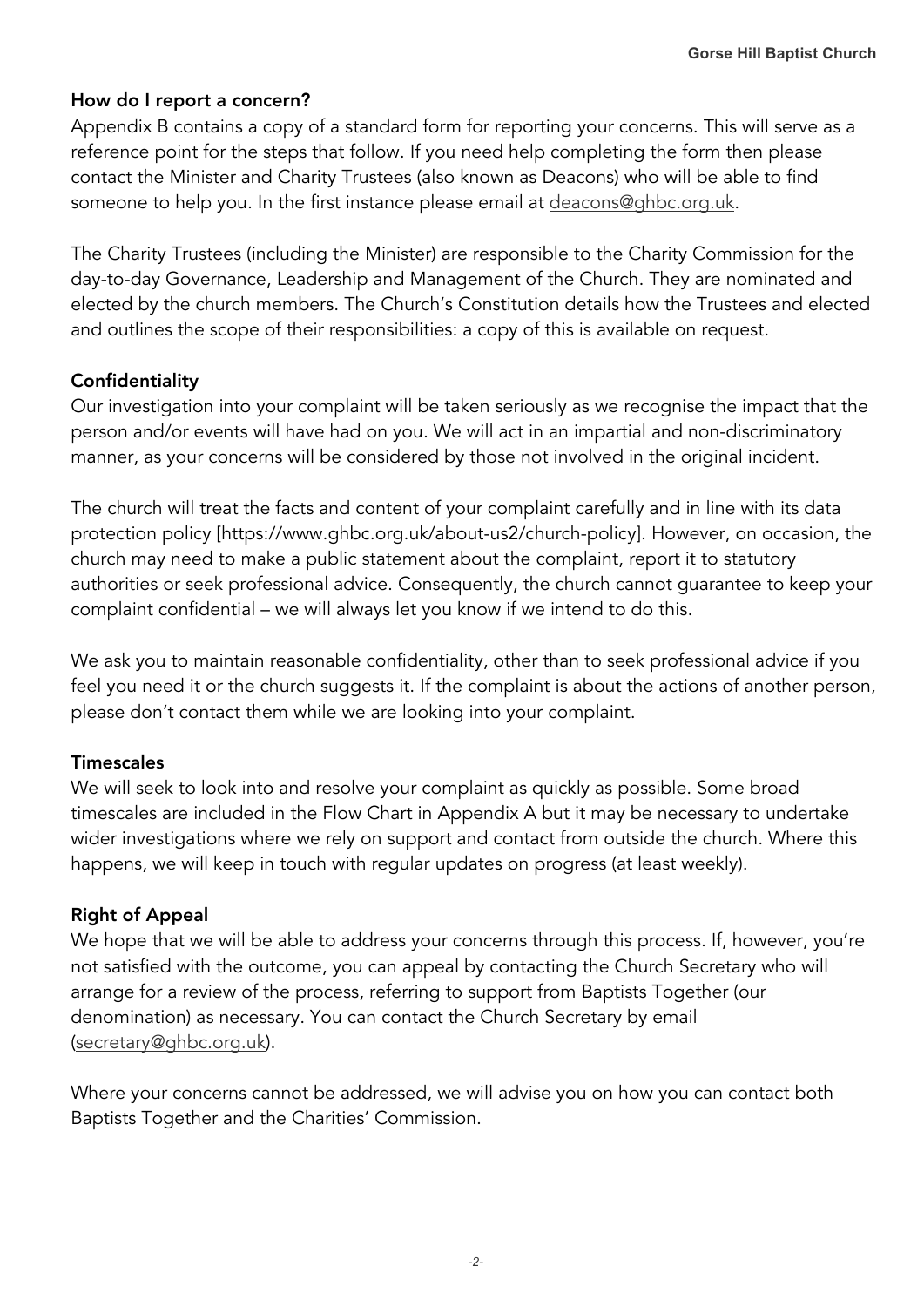### How do I report a concern?

Appendix B contains a copy of a standard form for reporting your concerns. This will serve as a reference point for the steps that follow. If you need help completing the form then please contact the Minister and Charity Trustees (also known as Deacons) who will be able to find someone to help you. In the first instance please email at deacons@ghbc.org.uk.

The Charity Trustees (including the Minister) are responsible to the Charity Commission for the day-to-day Governance, Leadership and Management of the Church. They are nominated and elected by the church members. The Church's Constitution details how the Trustees and elected and outlines the scope of their responsibilities: a copy of this is available on request.

### Confidentiality

Our investigation into your complaint will be taken seriously as we recognise the impact that the person and/or events will have had on you. We will act in an impartial and non-discriminatory manner, as your concerns will be considered by those not involved in the original incident.

The church will treat the facts and content of your complaint carefully and in line with its data protection policy [https://www.ghbc.org.uk/about-us2/church-policy]. However, on occasion, the church may need to make a public statement about the complaint, report it to statutory authorities or seek professional advice. Consequently, the church cannot guarantee to keep your complaint confidential – we will always let you know if we intend to do this.

We ask you to maintain reasonable confidentiality, other than to seek professional advice if you feel you need it or the church suggests it. If the complaint is about the actions of another person, please don't contact them while we are looking into your complaint.

### Timescales

We will seek to look into and resolve your complaint as quickly as possible. Some broad timescales are included in the Flow Chart in Appendix A but it may be necessary to undertake wider investigations where we rely on support and contact from outside the church. Where this happens, we will keep in touch with regular updates on progress (at least weekly).

### Right of Appeal

We hope that we will be able to address your concerns through this process. If, however, you're not satisfied with the outcome, you can appeal by contacting the Church Secretary who will arrange for a review of the process, referring to support from Baptists Together (our denomination) as necessary. You can contact the Church Secretary by email (secretary@ghbc.org.uk).

Where your concerns cannot be addressed, we will advise you on how you can contact both Baptists Together and the Charities' Commission.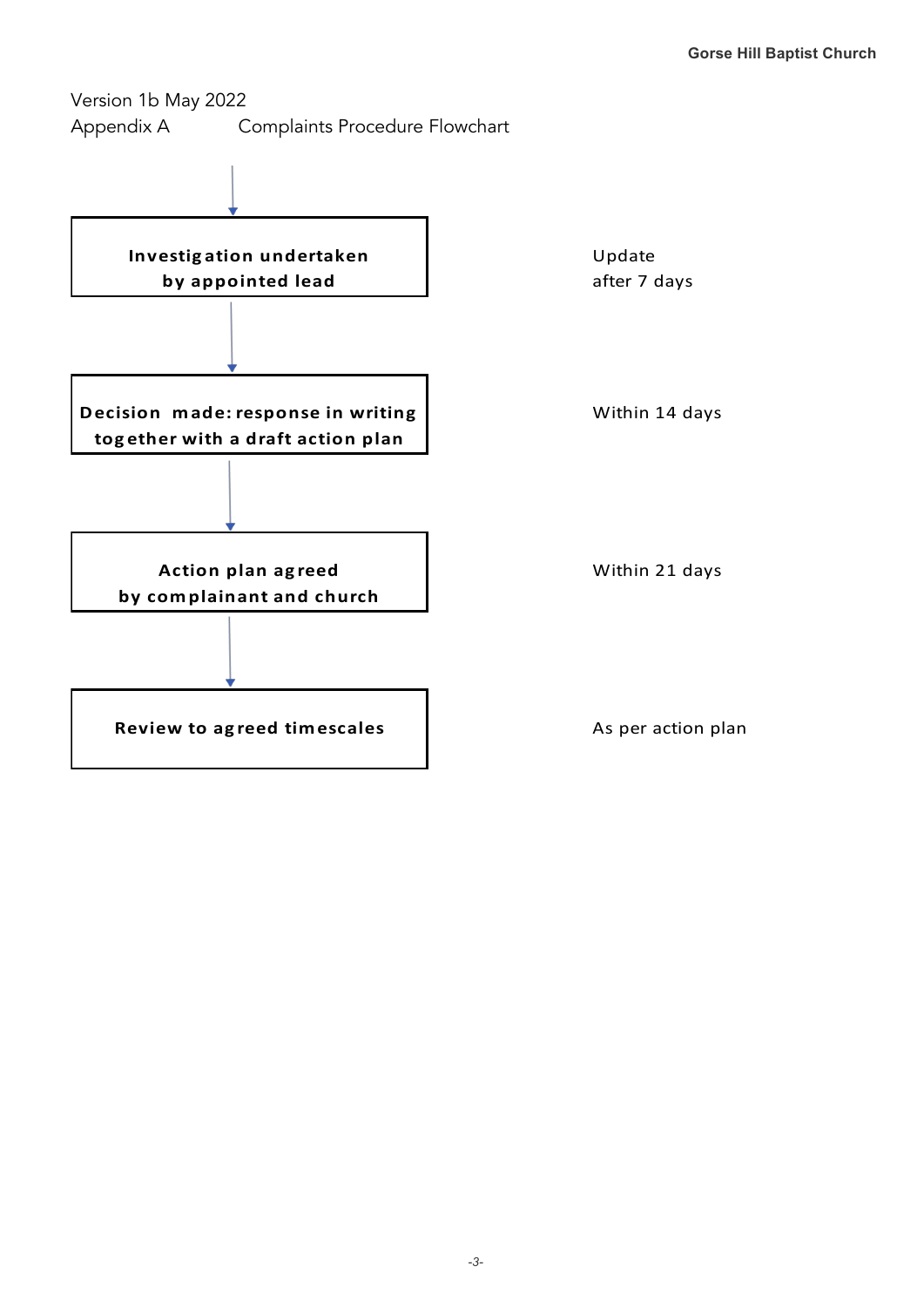Version 1b May 2022

Appendix A Complaints Procedure Flowchart

| Step | Timescale |
| --- | --- |
| **Investigation undertaken by appointed lead** | Update after 7 days |
| **Decision made: response in writing together with a draft action plan** | Within 14 days |
| **Action plan agreed by complainant and church** | Within 21 days |
| **Review to agreed timescales** | As per action plan |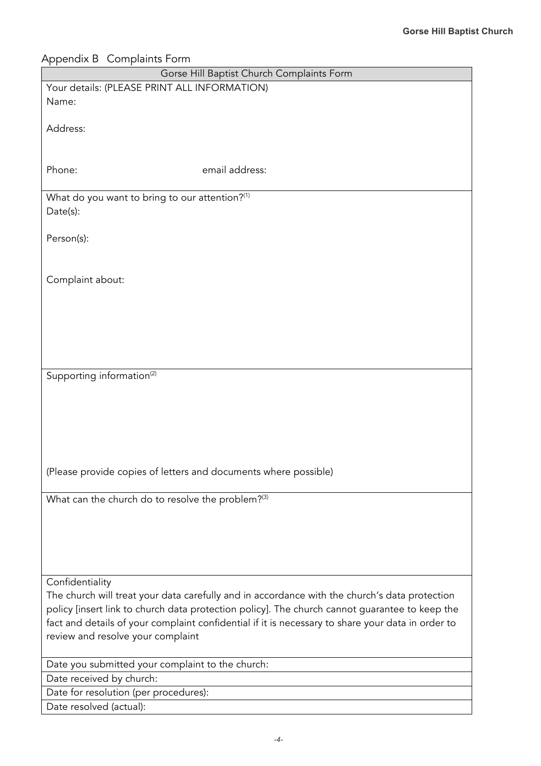## Appendix B Complaints Form

| Gorse Hill Baptist Church Complaints Form |
| --- |
| Your details: (PLEASE PRINT ALL INFORMATION)<br>Name:<br><br>Address:<br><br><br>Phone: email address: |
| What do you want to bring to our attention?[1]<br>Date(s):<br><br>Person(s):<br><br><br>Complaint about: |
| Supporting information[2]<br><br><br><br><br>(Please provide copies of letters and documents where possible) |
| What can the church do to resolve the problem?[3] |
| Confidentiality<br>The church will treat your data carefully and in accordance with the church's data protection policy [insert link to church data protection policy]. The church cannot guarantee to keep the fact and details of your complaint confidential if it is necessary to share your data in order to review and resolve your complaint |
| Date you submitted your complaint to the church: |
| Date received by church: |
| Date for resolution (per procedures): |
| Date resolved (actual): |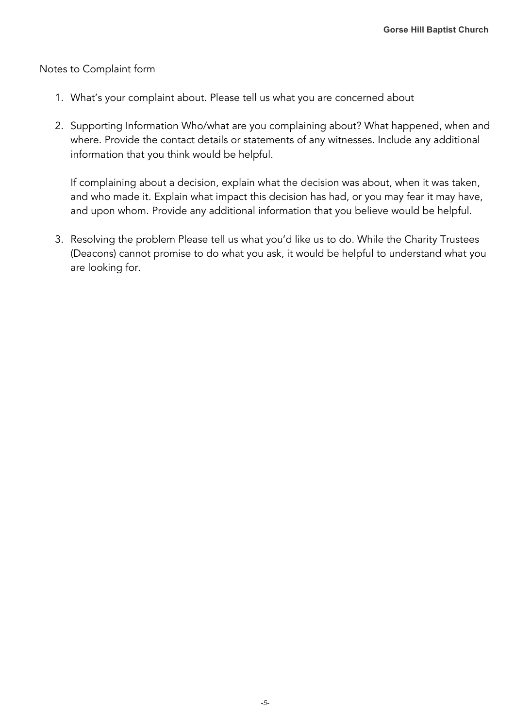Notes to Complaint form

1. What's your complaint about. Please tell us what you are concerned about

2. Supporting Information Who/what are you complaining about? What happened, when and where. Provide the contact details or statements of any witnesses. Include any additional information that you think would be helpful.

   If complaining about a decision, explain what the decision was about, when it was taken, and who made it. Explain what impact this decision has had, or you may fear it may have, and upon whom. Provide any additional information that you believe would be helpful.

3. Resolving the problem Please tell us what you'd like us to do. While the Charity Trustees (Deacons) cannot promise to do what you ask, it would be helpful to understand what you are looking for.